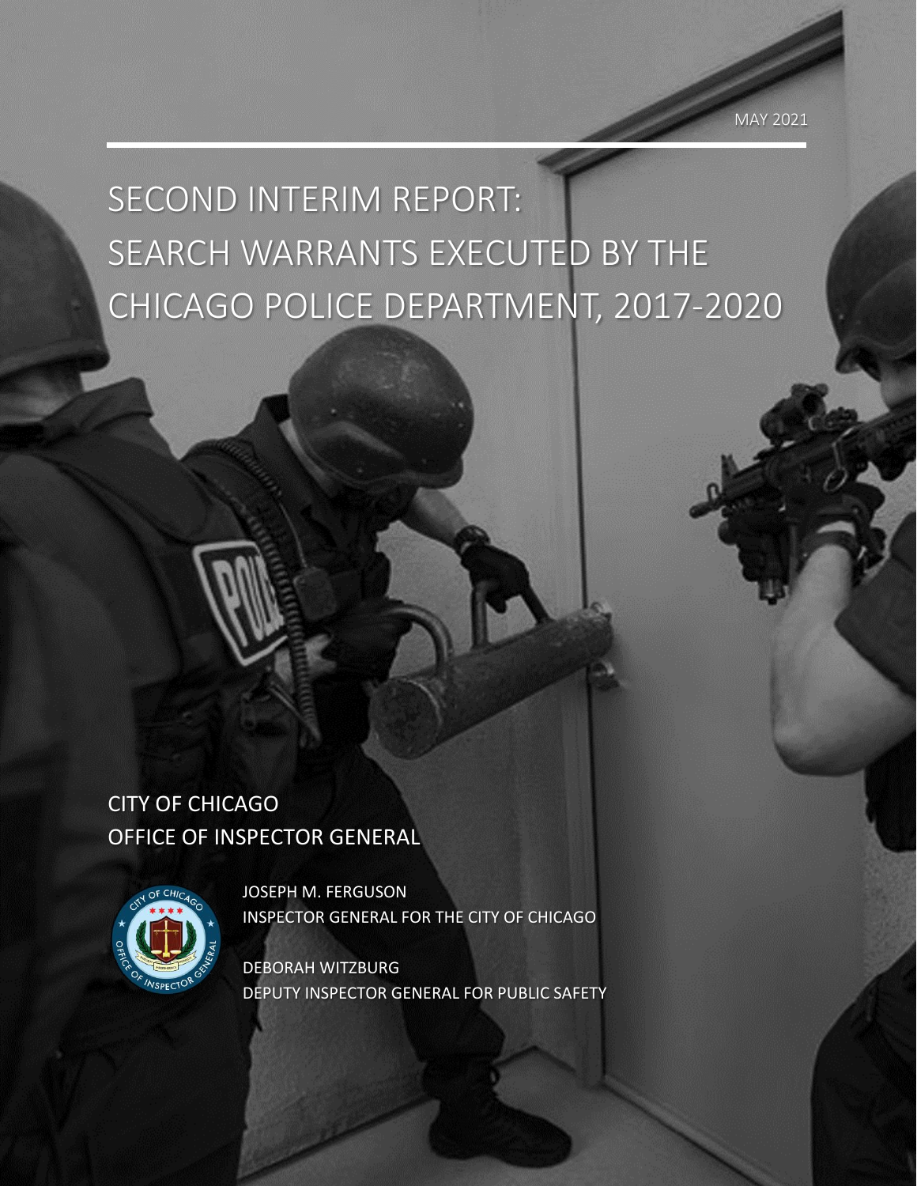MAY 2021

# SECOND INTERIM REPORT: SEARCH WARRANTS EXECUTED BY THE CHICAGO POLICE DEPARTMENT, 2017-2020

CITY OF CHICAGO
OFFICE OF INSPECTOR GENERAL

JOSEPH M. FERGUSON
INSPECTOR GENERAL FOR THE CITY OF CHICAGO

DEBORAH WITZBURG
DEPUTY INSPECTOR GENERAL FOR PUBLIC SAFETY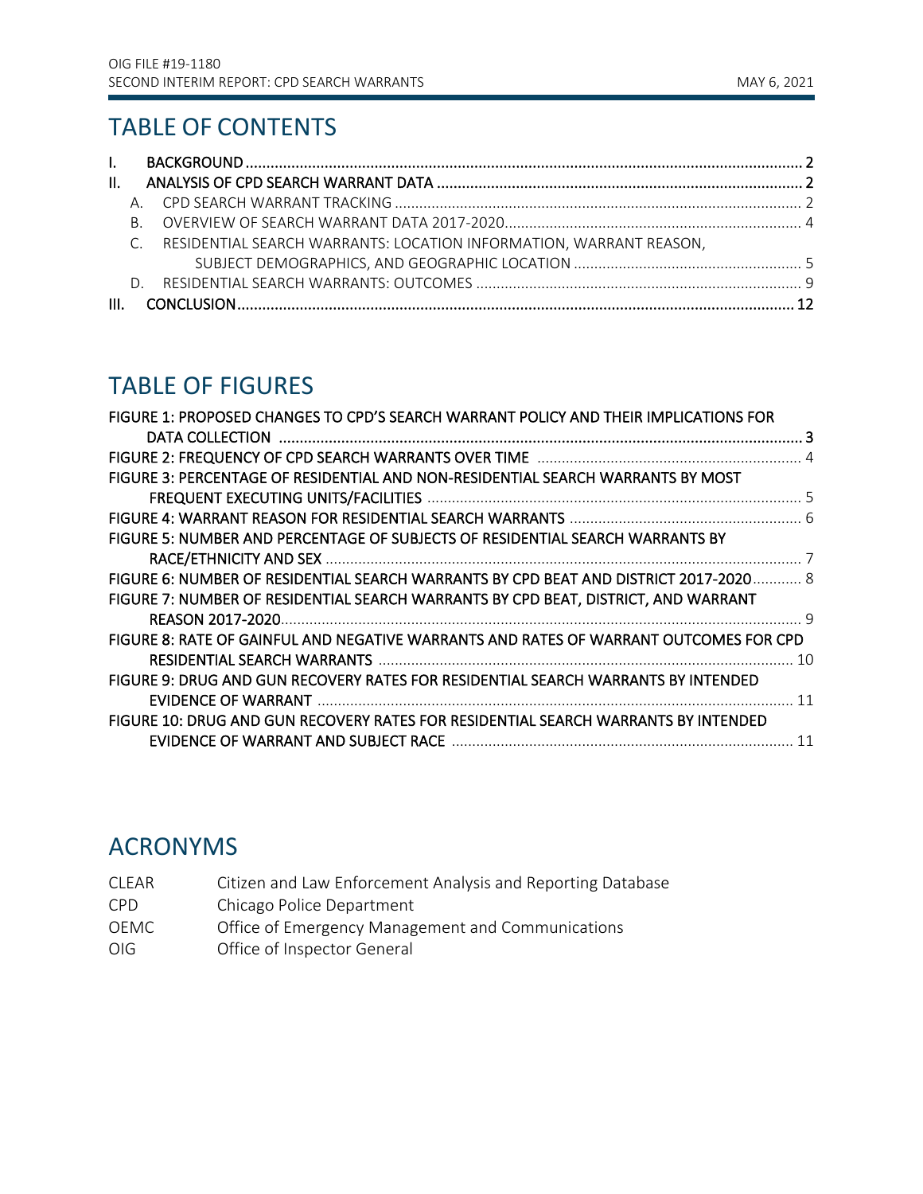# TABLE OF CONTENTS

I. BACKGROUND ..... 2

II. ANALYSIS OF CPD SEARCH WARRANT DATA ..... 2

- A. CPD SEARCH WARRANT TRACKING ..... 2
- B. OVERVIEW OF SEARCH WARRANT DATA 2017-2020 ..... 4
- C. RESIDENTIAL SEARCH WARRANTS: LOCATION INFORMATION, WARRANT REASON, SUBJECT DEMOGRAPHICS, AND GEOGRAPHIC LOCATION ..... 5
- D. RESIDENTIAL SEARCH WARRANTS: OUTCOMES ..... 9

III. CONCLUSION ..... 12

# TABLE OF FIGURES

FIGURE 1: PROPOSED CHANGES TO CPD'S SEARCH WARRANT POLICY AND THEIR IMPLICATIONS FOR DATA COLLECTION ..... 3

FIGURE 2: FREQUENCY OF CPD SEARCH WARRANTS OVER TIME ..... 4

FIGURE 3: PERCENTAGE OF RESIDENTIAL AND NON-RESIDENTIAL SEARCH WARRANTS BY MOST FREQUENT EXECUTING UNITS/FACILITIES ..... 5

FIGURE 4: WARRANT REASON FOR RESIDENTIAL SEARCH WARRANTS ..... 6

FIGURE 5: NUMBER AND PERCENTAGE OF SUBJECTS OF RESIDENTIAL SEARCH WARRANTS BY RACE/ETHNICITY AND SEX ..... 7

FIGURE 6: NUMBER OF RESIDENTIAL SEARCH WARRANTS BY CPD BEAT AND DISTRICT 2017-2020 ..... 8

FIGURE 7: NUMBER OF RESIDENTIAL SEARCH WARRANTS BY CPD BEAT, DISTRICT, AND WARRANT REASON 2017-2020 ..... 9

FIGURE 8: RATE OF GAINFUL AND NEGATIVE WARRANTS AND RATES OF WARRANT OUTCOMES FOR CPD RESIDENTIAL SEARCH WARRANTS ..... 10

FIGURE 9: DRUG AND GUN RECOVERY RATES FOR RESIDENTIAL SEARCH WARRANTS BY INTENDED EVIDENCE OF WARRANT ..... 11

FIGURE 10: DRUG AND GUN RECOVERY RATES FOR RESIDENTIAL SEARCH WARRANTS BY INTENDED EVIDENCE OF WARRANT AND SUBJECT RACE ..... 11

# ACRONYMS

| | |
|---|---|
| CLEAR | Citizen and Law Enforcement Analysis and Reporting Database |
| CPD | Chicago Police Department |
| OEMC | Office of Emergency Management and Communications |
| OIG | Office of Inspector General |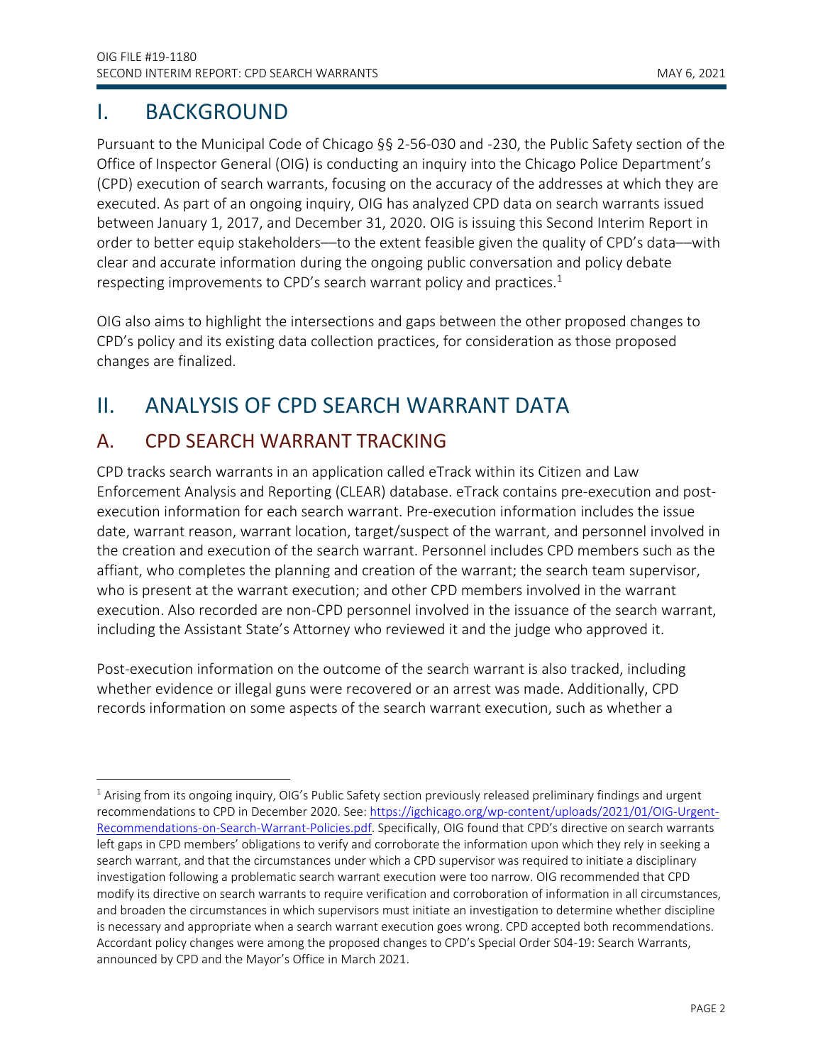# I. BACKGROUND

Pursuant to the Municipal Code of Chicago §§ 2-56-030 and -230, the Public Safety section of the Office of Inspector General (OIG) is conducting an inquiry into the Chicago Police Department's (CPD) execution of search warrants, focusing on the accuracy of the addresses at which they are executed. As part of an ongoing inquiry, OIG has analyzed CPD data on search warrants issued between January 1, 2017, and December 31, 2020. OIG is issuing this Second Interim Report in order to better equip stakeholders—to the extent feasible given the quality of CPD's data—with clear and accurate information during the ongoing public conversation and policy debate respecting improvements to CPD's search warrant policy and practices.[1]

OIG also aims to highlight the intersections and gaps between the other proposed changes to CPD's policy and its existing data collection practices, for consideration as those proposed changes are finalized.

# II. ANALYSIS OF CPD SEARCH WARRANT DATA

## A. CPD SEARCH WARRANT TRACKING

CPD tracks search warrants in an application called eTrack within its Citizen and Law Enforcement Analysis and Reporting (CLEAR) database. eTrack contains pre-execution and post-execution information for each search warrant. Pre-execution information includes the issue date, warrant reason, warrant location, target/suspect of the warrant, and personnel involved in the creation and execution of the search warrant. Personnel includes CPD members such as the affiant, who completes the planning and creation of the warrant; the search team supervisor, who is present at the warrant execution; and other CPD members involved in the warrant execution. Also recorded are non-CPD personnel involved in the issuance of the search warrant, including the Assistant State's Attorney who reviewed it and the judge who approved it.

Post-execution information on the outcome of the search warrant is also tracked, including whether evidence or illegal guns were recovered or an arrest was made. Additionally, CPD records information on some aspects of the search warrant execution, such as whether a

[1] Arising from its ongoing inquiry, OIG's Public Safety section previously released preliminary findings and urgent recommendations to CPD in December 2020. See: https://igchicago.org/wp-content/uploads/2021/01/OIG-Urgent-Recommendations-on-Search-Warrant-Policies.pdf. Specifically, OIG found that CPD's directive on search warrants left gaps in CPD members' obligations to verify and corroborate the information upon which they rely in seeking a search warrant, and that the circumstances under which a CPD supervisor was required to initiate a disciplinary investigation following a problematic search warrant execution were too narrow. OIG recommended that CPD modify its directive on search warrants to require verification and corroboration of information in all circumstances, and broaden the circumstances in which supervisors must initiate an investigation to determine whether discipline is necessary and appropriate when a search warrant execution goes wrong. CPD accepted both recommendations. Accordant policy changes were among the proposed changes to CPD's Special Order S04-19: Search Warrants, announced by CPD and the Mayor's Office in March 2021.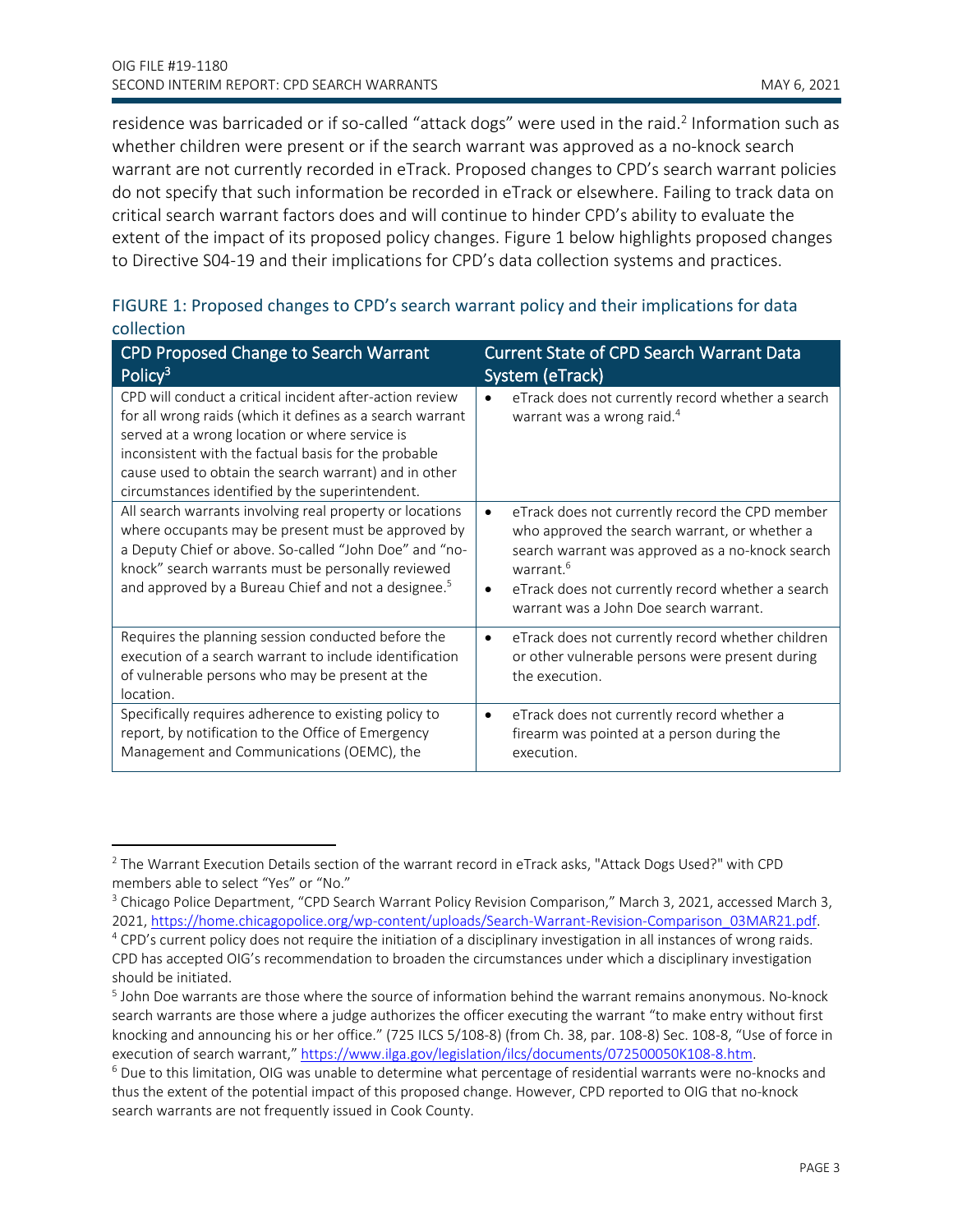residence was barricaded or if so-called "attack dogs" were used in the raid.[2] Information such as whether children were present or if the search warrant was approved as a no-knock search warrant are not currently recorded in eTrack. Proposed changes to CPD's search warrant policies do not specify that such information be recorded in eTrack or elsewhere. Failing to track data on critical search warrant factors does and will continue to hinder CPD's ability to evaluate the extent of the impact of its proposed policy changes. Figure 1 below highlights proposed changes to Directive S04-19 and their implications for CPD's data collection systems and practices.

### FIGURE 1: Proposed changes to CPD's search warrant policy and their implications for data collection

| CPD Proposed Change to Search Warrant Policy[3] | Current State of CPD Search Warrant Data System (eTrack) |
|---|---|
| CPD will conduct a critical incident after-action review for all wrong raids (which it defines as a search warrant served at a wrong location or where service is inconsistent with the factual basis for the probable cause used to obtain the search warrant) and in other circumstances identified by the superintendent. | • eTrack does not currently record whether a search warrant was a wrong raid.[4] |
| All search warrants involving real property or locations where occupants must be present must be approved by a Deputy Chief or above. So-called "John Doe" and "no-knock" search warrants must be personally reviewed and approved by a Bureau Chief and not a designee.[5] | • eTrack does not currently record the CPD member who approved the search warrant, or whether a search warrant was approved as a no-knock search warrant.[6]<br>• eTrack does not currently record whether a search warrant was a John Doe search warrant. |
| Requires the planning session conducted before the execution of a search warrant to include identification of vulnerable persons who may be present at the location. | • eTrack does not currently record whether children or other vulnerable persons were present during the execution. |
| Specifically requires adherence to existing policy to report, by notification to the Office of Emergency Management and Communications (OEMC), the | • eTrack does not currently record whether a firearm was pointed at a person during the execution. |

---

[2] The Warrant Execution Details section of the warrant record in eTrack asks, "Attack Dogs Used?" with CPD members able to select "Yes" or "No."

[3] Chicago Police Department, "CPD Search Warrant Policy Revision Comparison," March 3, 2021, accessed March 3, 2021, https://home.chicagopolice.org/wp-content/uploads/Search-Warrant-Revision-Comparison_03MAR21.pdf.

[4] CPD's current policy does not require the initiation of a disciplinary investigation in all instances of wrong raids. CPD has accepted OIG's recommendation to broaden the circumstances under which a disciplinary investigation should be initiated.

[5] John Doe warrants are those where the source of information behind the warrant remains anonymous. No-knock search warrants are those where a judge authorizes the officer executing the warrant "to make entry without first knocking and announcing his or her office." (725 ILCS 5/108-8) (from Ch. 38, par. 108-8) Sec. 108-8, "Use of force in execution of search warrant," https://www.ilga.gov/legislation/ilcs/documents/072500050K108-8.htm.

[6] Due to this limitation, OIG was unable to determine what percentage of residential warrants were no-knocks and thus the extent of the potential impact of this proposed change. However, CPD reported to OIG that no-knock search warrants are not frequently issued in Cook County.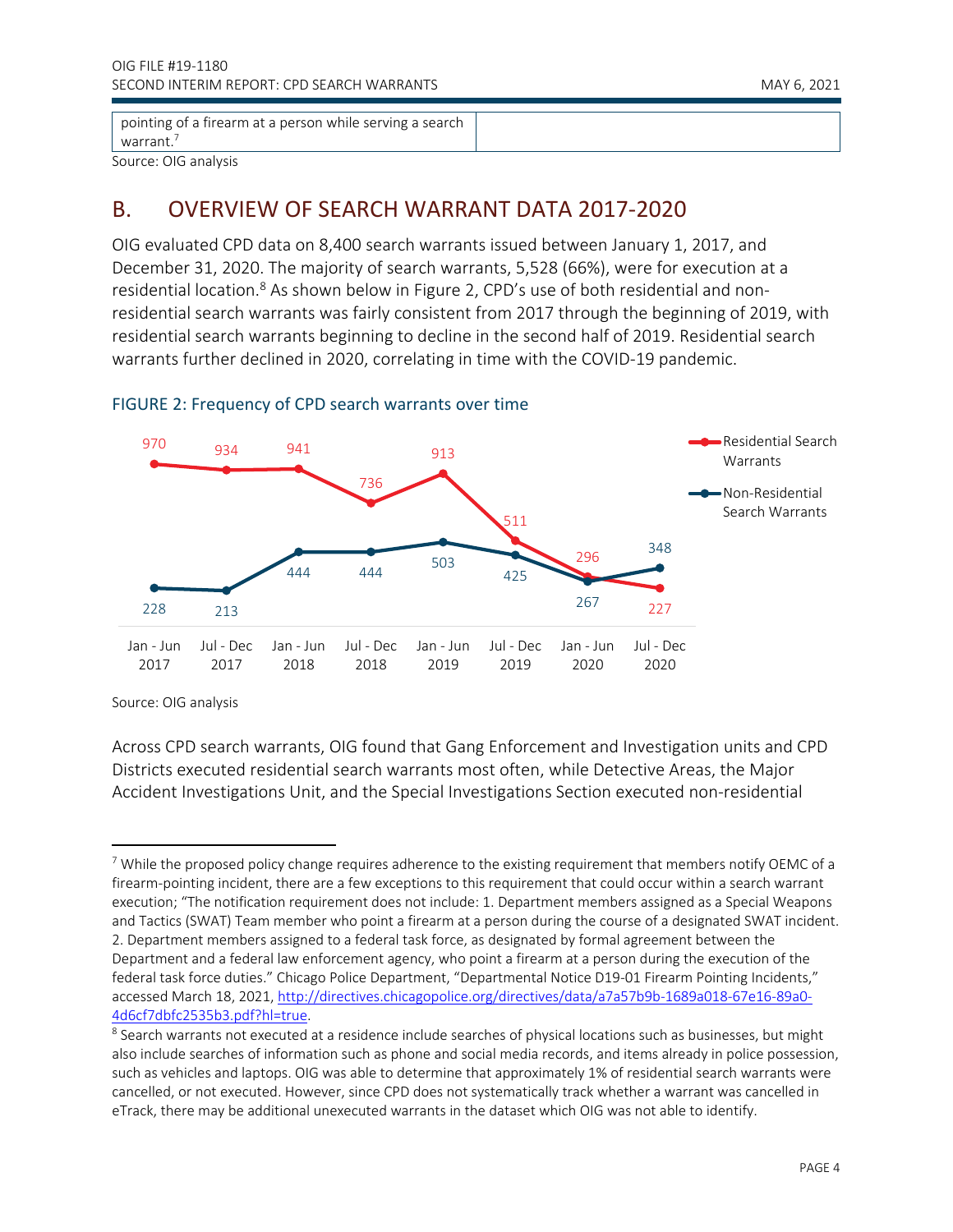| pointing of a firearm at a person while serving a search warrant.[7] | |
|---|---|

Source: OIG analysis

## B. OVERVIEW OF SEARCH WARRANT DATA 2017-2020

OIG evaluated CPD data on 8,400 search warrants issued between January 1, 2017, and December 31, 2020. The majority of search warrants, 5,528 (66%), were for execution at a residential location.[8] As shown below in Figure 2, CPD's use of both residential and non-residential search warrants was fairly consistent from 2017 through the beginning of 2019, with residential search warrants beginning to decline in the second half of 2019. Residential search warrants further declined in 2020, correlating in time with the COVID-19 pandemic.

FIGURE 2: Frequency of CPD search warrants over time

| | Jan - Jun 2017 | Jul - Dec 2017 | Jan - Jun 2018 | Jul - Dec 2018 | Jan - Jun 2019 | Jul - Dec 2019 | Jan - Jun 2020 | Jul - Dec 2020 |
|---|---|---|---|---|---|---|---|---|
| Residential Search Warrants | 970 | 934 | 941 | 736 | 913 | 511 | 296 | 227 |
| Non-Residential Search Warrants | 228 | 213 | 444 | 444 | 503 | 425 | 267 | 348 |

Source: OIG analysis

Across CPD search warrants, OIG found that Gang Enforcement and Investigation units and CPD Districts executed residential search warrants most often, while Detective Areas, the Major Accident Investigations Unit, and the Special Investigations Section executed non-residential

---

[7] While the proposed policy change requires adherence to the existing requirement that members notify OEMC of a firearm-pointing incident, there are a few exceptions to this requirement that could occur within a search warrant execution; "The notification requirement does not include: 1. Department members assigned as a Special Weapons and Tactics (SWAT) Team member who point a firearm at a person during the course of a designated SWAT incident. 2. Department members assigned to a federal task force, as designated by formal agreement between the Department and a federal law enforcement agency, who point a firearm at a person during the execution of the federal task force duties." Chicago Police Department, "Departmental Notice D19-01 Firearm Pointing Incidents," accessed March 18, 2021, http://directives.chicagopolice.org/directives/data/a7a57b9b-1689a018-67e16-89a0-4d6cf7dbfc2535b3.pdf?hl=true.

[8] Search warrants not executed at a residence include searches of physical locations such as businesses, but might also include searches of information such as phone and social media records, and items already in police possession, such as vehicles and laptops. OIG was able to determine that approximately 1% of residential search warrants were cancelled, or not executed. However, since CPD does not systematically track whether a warrant was cancelled in eTrack, there may be additional unexecuted warrants in the dataset which OIG was not able to identify.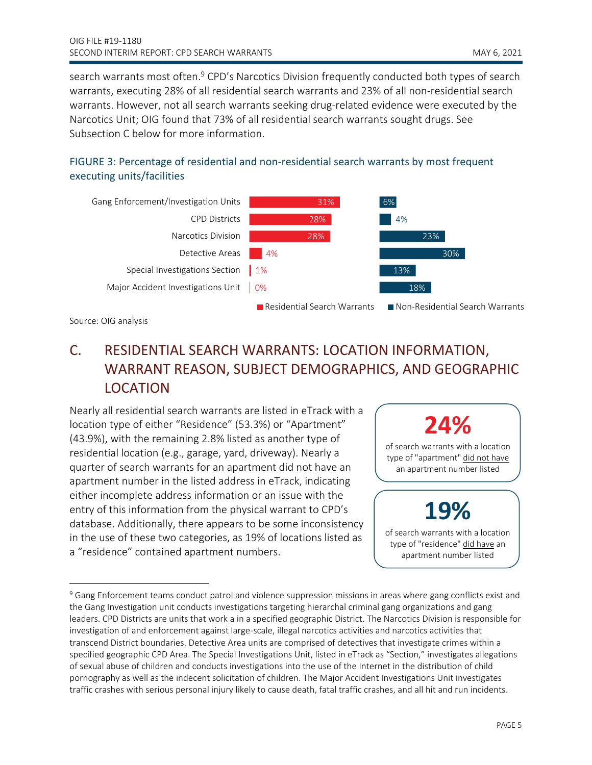search warrants most often.[9] CPD's Narcotics Division frequently conducted both types of search warrants, executing 28% of all residential search warrants and 23% of all non-residential search warrants. However, not all search warrants seeking drug-related evidence were executed by the Narcotics Unit; OIG found that 73% of all residential search warrants sought drugs. See Subsection C below for more information.

### FIGURE 3: Percentage of residential and non-residential search warrants by most frequent executing units/facilities

| Unit/Facility | Residential Search Warrants | Non-Residential Search Warrants |
|---|---|---|
| Gang Enforcement/Investigation Units | 31% | 6% |
| CPD Districts | 28% | 4% |
| Narcotics Division | 28% | 23% |
| Detective Areas | 4% | 30% |
| Special Investigations Section | 1% | 13% |
| Major Accident Investigations Unit | 0% | 18% |

Source: OIG analysis

## C. RESIDENTIAL SEARCH WARRANTS: LOCATION INFORMATION, WARRANT REASON, SUBJECT DEMOGRAPHICS, AND GEOGRAPHIC LOCATION

Nearly all residential search warrants are listed in eTrack with a location type of either "Residence" (53.3%) or "Apartment" (43.9%), with the remaining 2.8% listed as another type of residential location (e.g., garage, yard, driveway). Nearly a quarter of search warrants for an apartment did not have an apartment number in the listed address in eTrack, indicating either incomplete address information or an issue with the entry of this information from the physical warrant to CPD's database. Additionally, there appears to be some inconsistency in the use of these two categories, as 19% of locations listed as a "residence" contained apartment numbers.

> **24%**
>
> of search warrants with a location type of "apartment" did not have an apartment number listed

> **19%**
>
> of search warrants with a location type of "residence" did have an apartment number listed

---

[9] Gang Enforcement teams conduct patrol and violence suppression missions in areas where gang conflicts exist and the Gang Investigation unit conducts investigations targeting hierarchal criminal gang organizations and gang leaders. CPD Districts are units that work a in a specified geographic District. The Narcotics Division is responsible for investigation of and enforcement against large-scale, illegal narcotics activities and narcotics activities that transcend District boundaries. Detective Area units are comprised of detectives that investigate crimes within a specified geographic CPD Area. The Special Investigations Unit, listed in eTrack as "Section," investigates allegations of sexual abuse of children and conducts investigations into the use of the Internet in the distribution of child pornography as well as the indecent solicitation of children. The Major Accident Investigations Unit investigates traffic crashes with serious personal injury likely to cause death, fatal traffic crashes, and all hit and run incidents.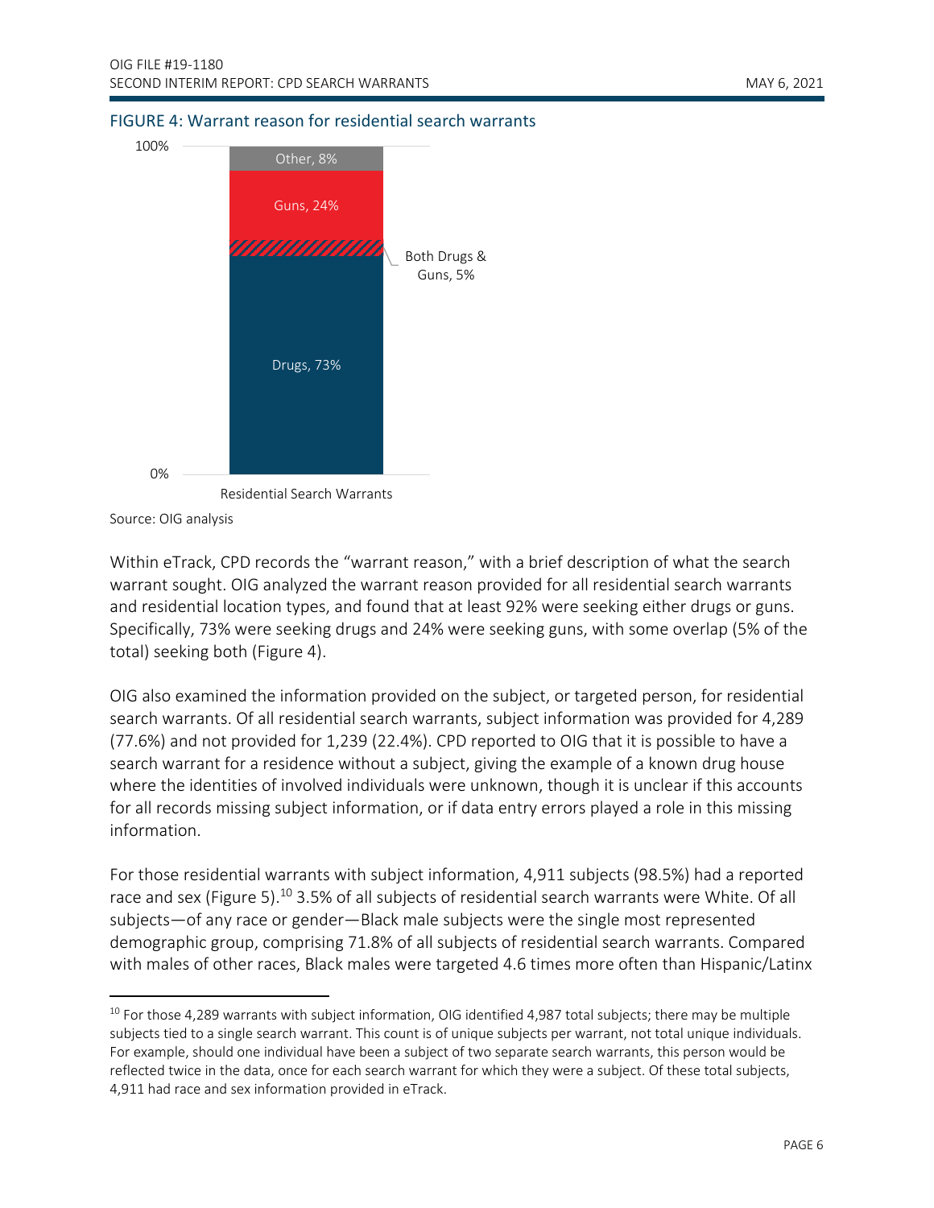FIGURE 4: Warrant reason for residential search warrants

| Residential Search Warrants | |
|---|---|
| Other | 8% |
| Guns | 24% |
| Both Drugs & Guns | 5% |
| Drugs | 73% |

Source: OIG analysis

Within eTrack, CPD records the "warrant reason," with a brief description of what the search warrant sought. OIG analyzed the warrant reason provided for all residential search warrants and residential location types, and found that at least 92% were seeking either drugs or guns. Specifically, 73% were seeking drugs and 24% were seeking guns, with some overlap (5% of the total) seeking both (Figure 4).

OIG also examined the information provided on the subject, or targeted person, for residential search warrants. Of all residential search warrants, subject information was provided for 4,289 (77.6%) and not provided for 1,239 (22.4%). CPD reported to OIG that it is possible to have a search warrant for a residence without a subject, giving the example of a known drug house where the identities of involved individuals were unknown, though it is unclear if this accounts for all records missing subject information, or if data entry errors played a role in this missing information.

For those residential warrants with subject information, 4,911 subjects (98.5%) had a reported race and sex (Figure 5).[10] 3.5% of all subjects of residential search warrants were White. Of all subjects—of any race or gender—Black male subjects were the single most represented demographic group, comprising 71.8% of all subjects of residential search warrants. Compared with males of other races, Black males were targeted 4.6 times more often than Hispanic/Latinx

[10] For those 4,289 warrants with subject information, OIG identified 4,987 total subjects; there may be multiple subjects tied to a single search warrant. This count is of unique subjects per warrant, not total unique individuals. For example, should one individual have been a subject of two separate search warrants, this person would be reflected twice in the data, once for each search warrant for which they were a subject. Of these total subjects, 4,911 had race and sex information provided in eTrack.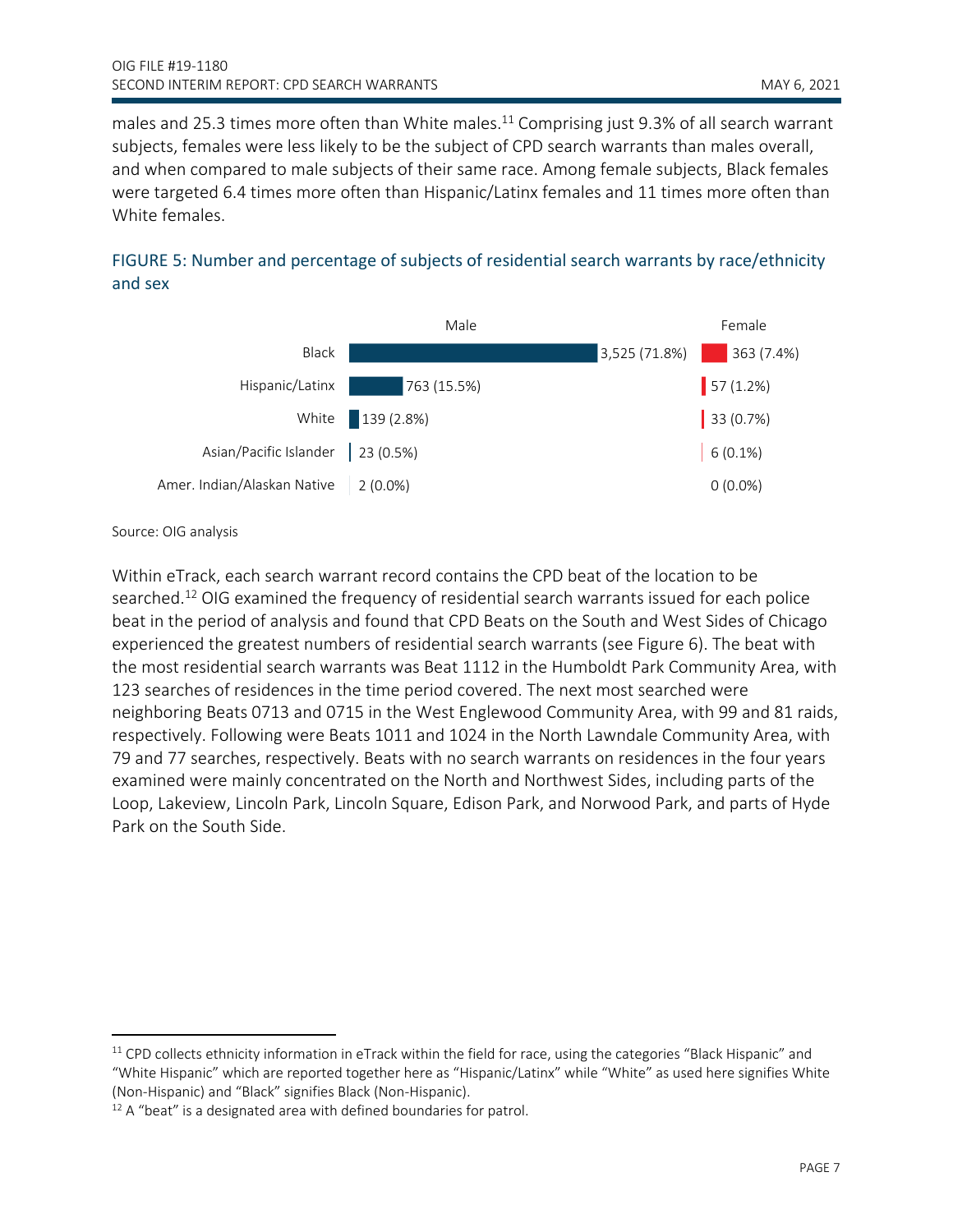males and 25.3 times more often than White males.[11] Comprising just 9.3% of all search warrant subjects, females were less likely to be the subject of CPD search warrants than males overall, and when compared to male subjects of their same race. Among female subjects, Black females were targeted 6.4 times more often than Hispanic/Latinx females and 11 times more often than White females.

### FIGURE 5: Number and percentage of subjects of residential search warrants by race/ethnicity and sex

| | Male | Female |
|---|---|---|
| Black | 3,525 (71.8%) | 363 (7.4%) |
| Hispanic/Latinx | 763 (15.5%) | 57 (1.2%) |
| White | 139 (2.8%) | 33 (0.7%) |
| Asian/Pacific Islander | 23 (0.5%) | 6 (0.1%) |
| Amer. Indian/Alaskan Native | 2 (0.0%) | 0 (0.0%) |

Source: OIG analysis

Within eTrack, each search warrant record contains the CPD beat of the location to be searched.[12] OIG examined the frequency of residential search warrants issued for each police beat in the period of analysis and found that CPD Beats on the South and West Sides of Chicago experienced the greatest numbers of residential search warrants (see Figure 6). The beat with the most residential search warrants was Beat 1112 in the Humboldt Park Community Area, with 123 searches of residences in the time period covered. The next most searched were neighboring Beats 0713 and 0715 in the West Englewood Community Area, with 99 and 81 raids, respectively. Following were Beats 1011 and 1024 in the North Lawndale Community Area, with 79 and 77 searches, respectively. Beats with no search warrants on residences in the four years examined were mainly concentrated on the North and Northwest Sides, including parts of the Loop, Lakeview, Lincoln Park, Lincoln Square, Edison Park, and Norwood Park, and parts of Hyde Park on the South Side.

[11] CPD collects ethnicity information in eTrack within the field for race, using the categories "Black Hispanic" and "White Hispanic" which are reported together here as "Hispanic/Latinx" while "White" as used here signifies White (Non-Hispanic) and "Black" signifies Black (Non-Hispanic).

[12] A "beat" is a designated area with defined boundaries for patrol.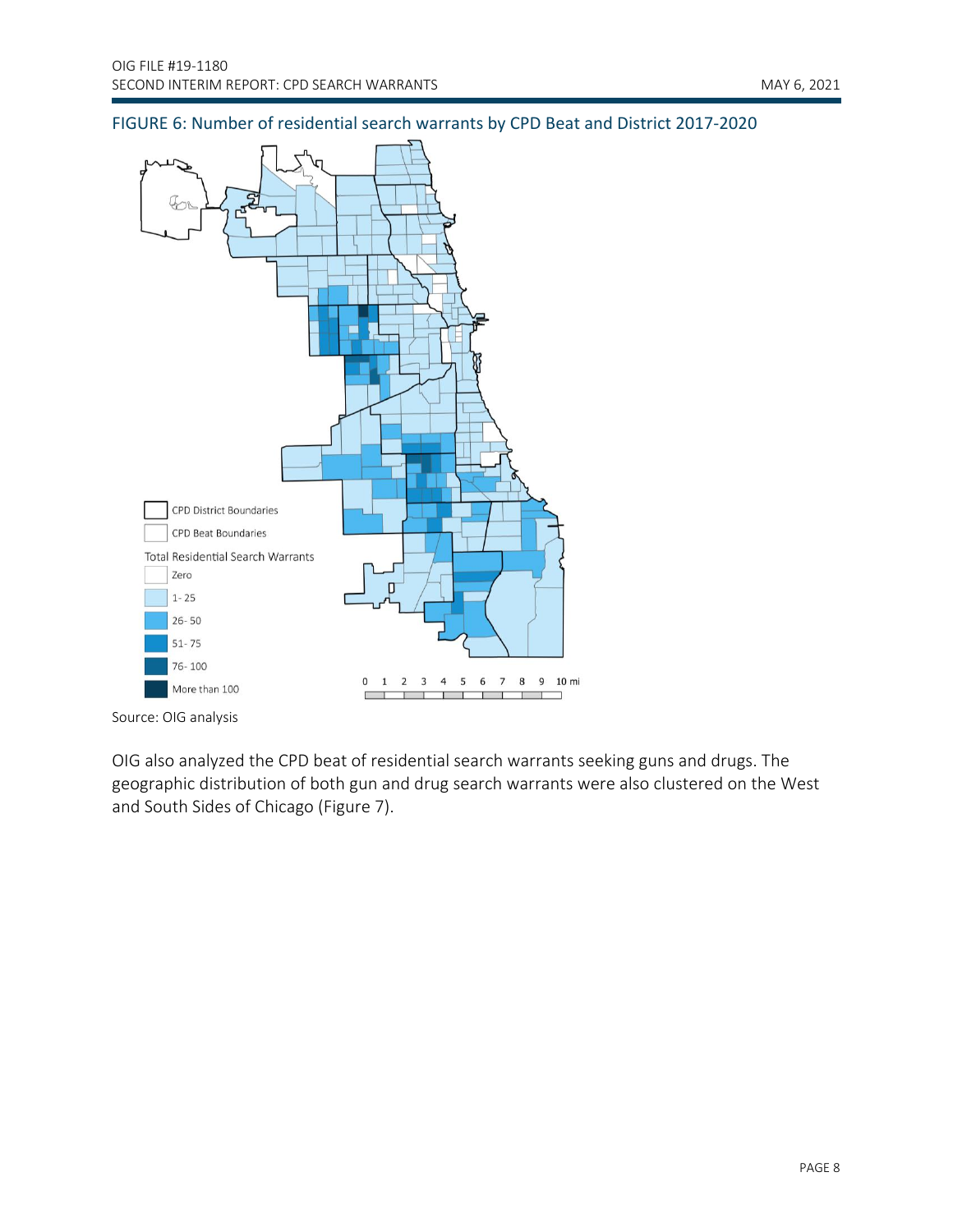FIGURE 6: Number of residential search warrants by CPD Beat and District 2017-2020

CPD District Boundaries

CPD Beat Boundaries

Total Residential Search Warrants

- Zero
- 1- 25
- 26- 50
- 51- 75
- 76- 100
- More than 100

0 1 2 3 4 5 6 7 8 9 10 mi

Source: OIG analysis

OIG also analyzed the CPD beat of residential search warrants seeking guns and drugs. The geographic distribution of both gun and drug search warrants were also clustered on the West and South Sides of Chicago (Figure 7).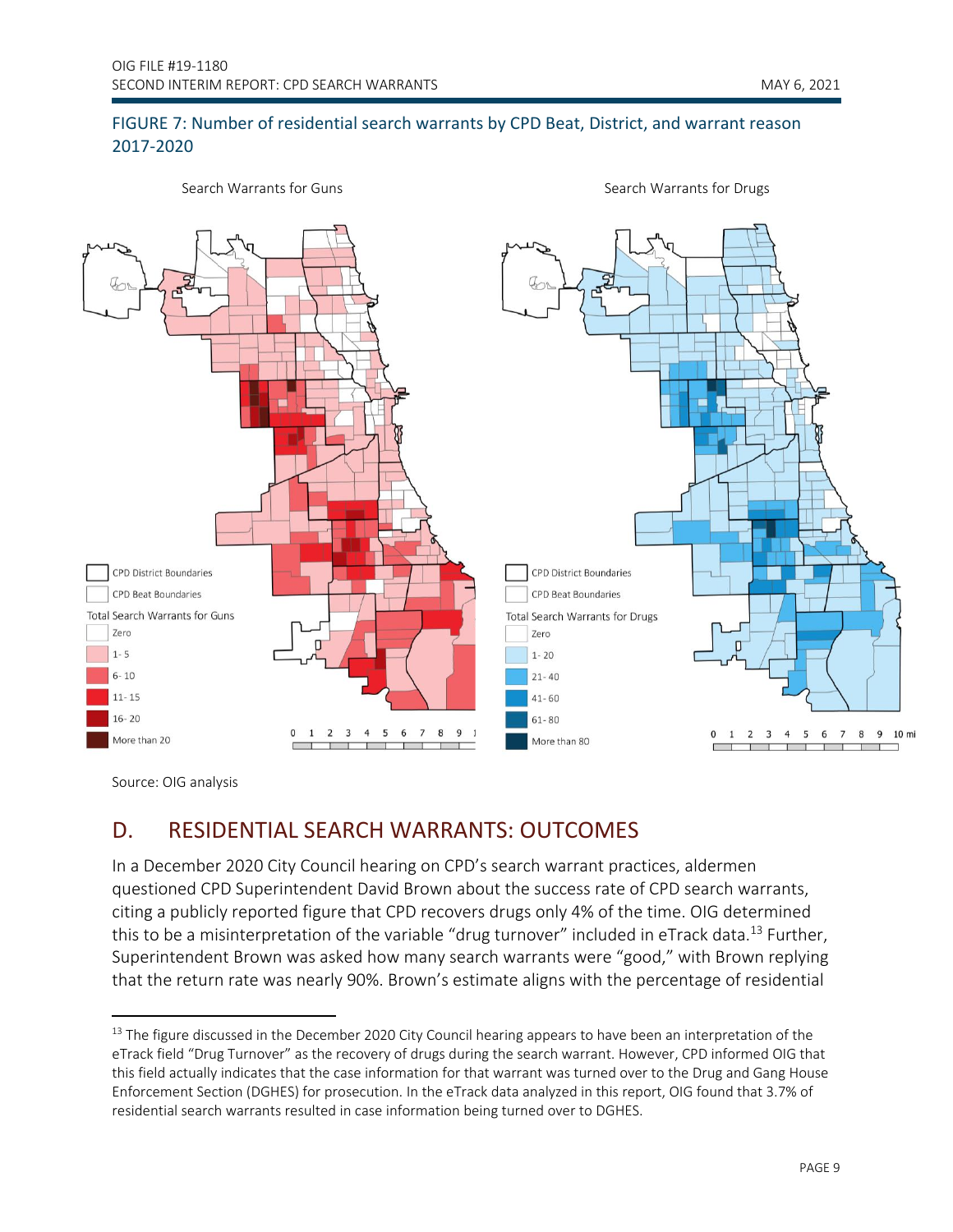FIGURE 7: Number of residential search warrants by CPD Beat, District, and warrant reason 2017-2020

Search Warrants for Guns

Search Warrants for Drugs

CPD District Boundaries

CPD Beat Boundaries

Total Search Warrants for Guns

- Zero
- 1-5
- 6-10
- 11-15
- 16-20
- More than 20

CPD District Boundaries

CPD Beat Boundaries

Total Search Warrants for Drugs

- Zero
- 1-20
- 21-40
- 41-60
- 61-80
- More than 80

0 1 2 3 4 5 6 7 8 9 10 mi

Source: OIG analysis

## D. RESIDENTIAL SEARCH WARRANTS: OUTCOMES

In a December 2020 City Council hearing on CPD's search warrant practices, aldermen questioned CPD Superintendent David Brown about the success rate of CPD search warrants, citing a publicly reported figure that CPD recovers drugs only 4% of the time. OIG determined this to be a misinterpretation of the variable "drug turnover" included in eTrack data.[13] Further, Superintendent Brown was asked how many search warrants were "good," with Brown replying that the return rate was nearly 90%. Brown's estimate aligns with the percentage of residential

[13] The figure discussed in the December 2020 City Council hearing appears to have been an interpretation of the eTrack field "Drug Turnover" as the recovery of drugs during the search warrant. However, CPD informed OIG that this field actually indicates that the case information for that warrant was turned over to the Drug and Gang House Enforcement Section (DGHES) for prosecution. In the eTrack data analyzed in this report, OIG found that 3.7% of residential search warrants resulted in case information being turned over to DGHES.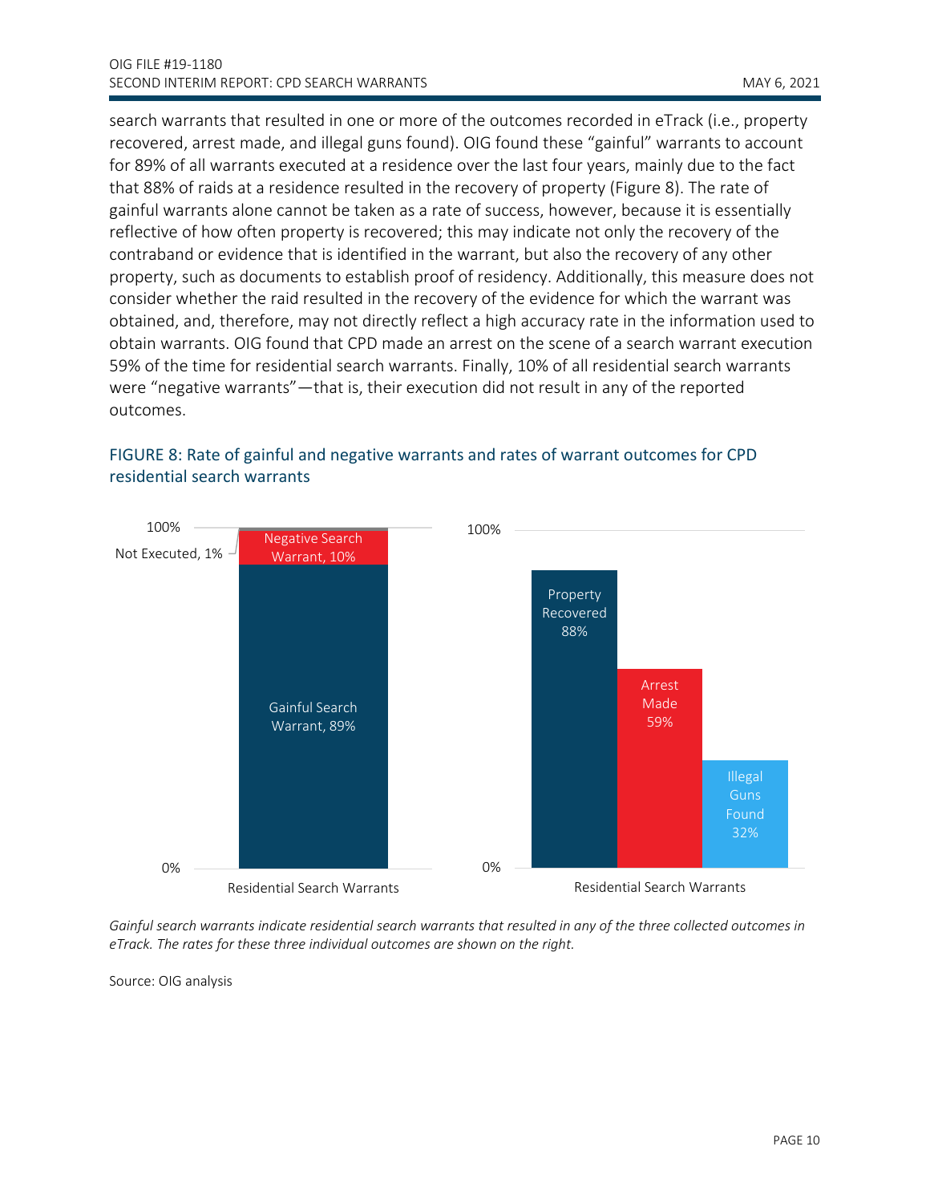search warrants that resulted in one or more of the outcomes recorded in eTrack (i.e., property recovered, arrest made, and illegal guns found). OIG found these "gainful" warrants to account for 89% of all warrants executed at a residence over the last four years, mainly due to the fact that 88% of raids at a residence resulted in the recovery of property (Figure 8). The rate of gainful warrants alone cannot be taken as a rate of success, however, because it is essentially reflective of how often property is recovered; this may indicate not only the recovery of the contraband or evidence that is identified in the warrant, but also the recovery of any other property, such as documents to establish proof of residency. Additionally, this measure does not consider whether the raid resulted in the recovery of the evidence for which the warrant was obtained, and, therefore, may not directly reflect a high accuracy rate in the information used to obtain warrants. OIG found that CPD made an arrest on the scene of a search warrant execution 59% of the time for residential search warrants. Finally, 10% of all residential search warrants were "negative warrants"—that is, their execution did not result in any of the reported outcomes.

## FIGURE 8: Rate of gainful and negative warrants and rates of warrant outcomes for CPD residential search warrants

| Residential Search Warrants | Rate |
|---|---|
| Gainful Search Warrant | 89% |
| Negative Search Warrant | 10% |
| Not Executed | 1% |

| Residential Search Warrants | Rate |
|---|---|
| Property Recovered | 88% |
| Arrest Made | 59% |
| Illegal Guns Found | 32% |

*Gainful search warrants indicate residential search warrants that resulted in any of the three collected outcomes in eTrack. The rates for these three individual outcomes are shown on the right.*

Source: OIG analysis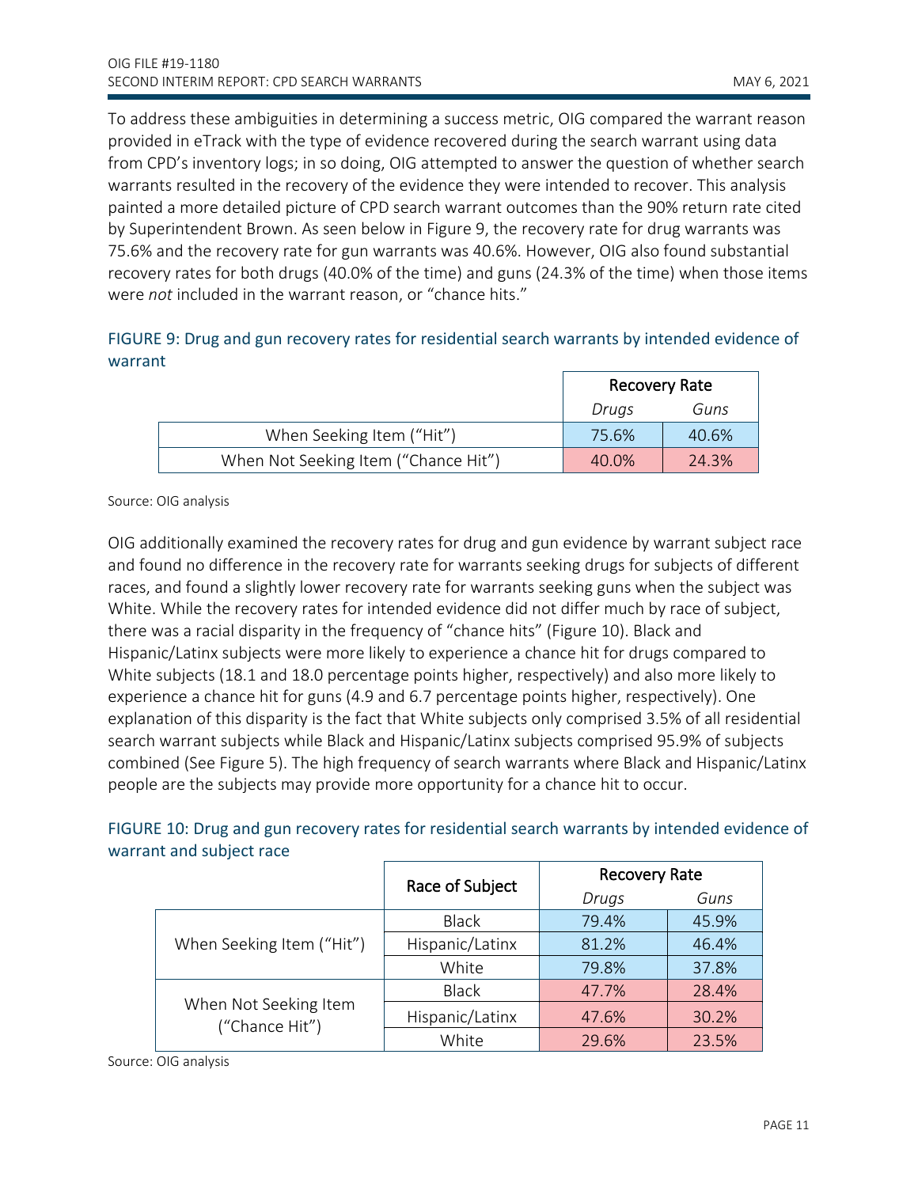To address these ambiguities in determining a success metric, OIG compared the warrant reason provided in eTrack with the type of evidence recovered during the search warrant using data from CPD's inventory logs; in so doing, OIG attempted to answer the question of whether search warrants resulted in the recovery of the evidence they were intended to recover. This analysis painted a more detailed picture of CPD search warrant outcomes than the 90% return rate cited by Superintendent Brown. As seen below in Figure 9, the recovery rate for drug warrants was 75.6% and the recovery rate for gun warrants was 40.6%. However, OIG also found substantial recovery rates for both drugs (40.0% of the time) and guns (24.3% of the time) when those items were *not* included in the warrant reason, or "chance hits."

### FIGURE 9: Drug and gun recovery rates for residential search warrants by intended evidence of warrant

| | Recovery Rate | |
|---|---|---|
| | *Drugs* | *Guns* |
| When Seeking Item ("Hit") | 75.6% | 40.6% |
| When Not Seeking Item ("Chance Hit") | 40.0% | 24.3% |

Source: OIG analysis

OIG additionally examined the recovery rates for drug and gun evidence by warrant subject race and found no difference in the recovery rate for warrants seeking drugs for subjects of different races, and found a slightly lower recovery rate for warrants seeking guns when the subject was White. While the recovery rates for intended evidence did not differ much by race of subject, there was a racial disparity in the frequency of "chance hits" (Figure 10). Black and Hispanic/Latinx subjects were more likely to experience a chance hit for drugs compared to White subjects (18.1 and 18.0 percentage points higher, respectively) and also more likely to experience a chance hit for guns (4.9 and 6.7 percentage points higher, respectively). One explanation of this disparity is the fact that White subjects only comprised 3.5% of all residential search warrant subjects while Black and Hispanic/Latinx subjects comprised 95.9% of subjects combined (See Figure 5). The high frequency of search warrants where Black and Hispanic/Latinx people are the subjects may provide more opportunity for a chance hit to occur.

### FIGURE 10: Drug and gun recovery rates for residential search warrants by intended evidence of warrant and subject race

| | Race of Subject | Recovery Rate | |
|---|---|---|---|
| | | *Drugs* | *Guns* |
| When Seeking Item ("Hit") | Black | 79.4% | 45.9% |
| | Hispanic/Latinx | 81.2% | 46.4% |
| | White | 79.8% | 37.8% |
| When Not Seeking Item ("Chance Hit") | Black | 47.7% | 28.4% |
| | Hispanic/Latinx | 47.6% | 30.2% |
| | White | 29.6% | 23.5% |

Source: OIG analysis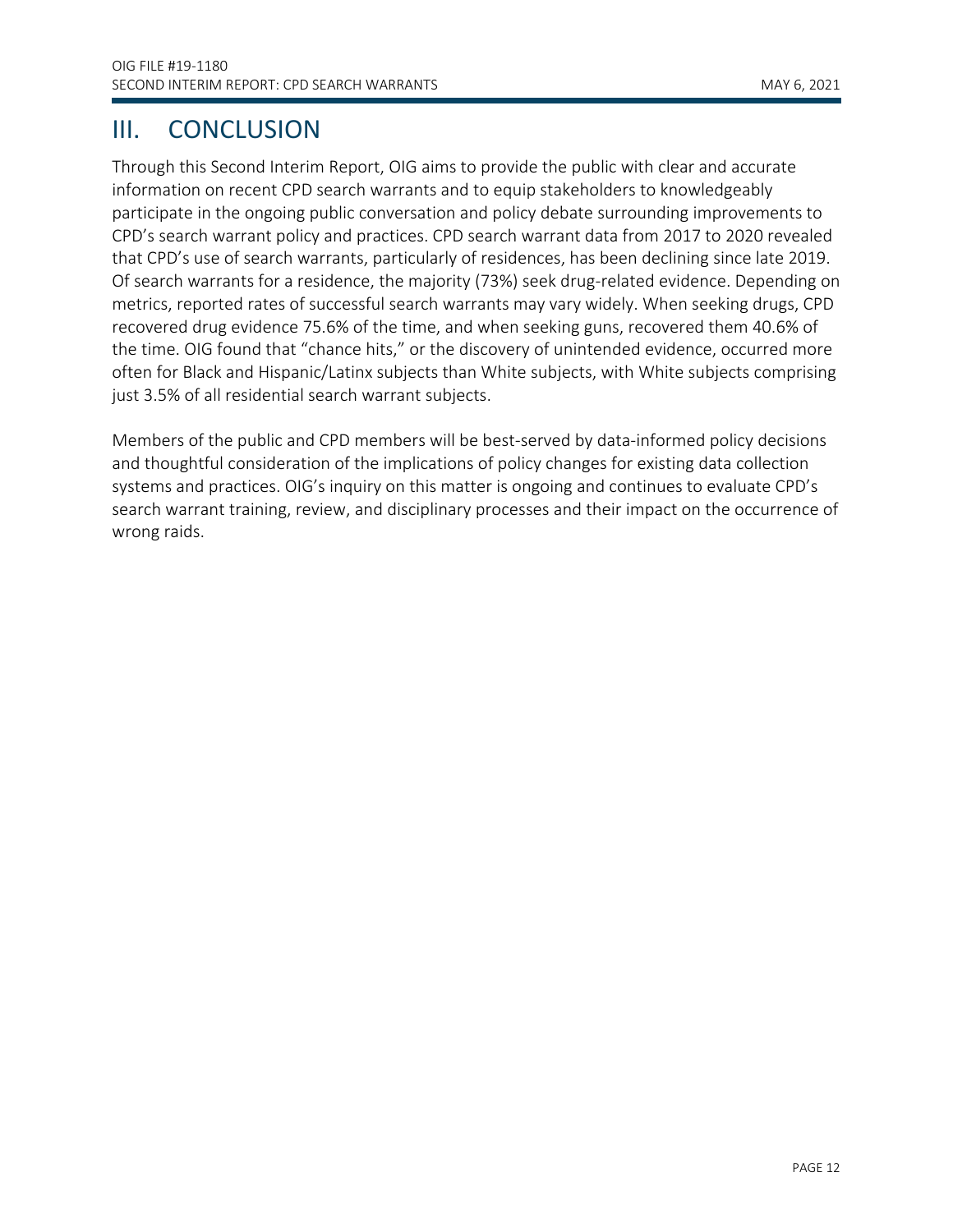# III. CONCLUSION

Through this Second Interim Report, OIG aims to provide the public with clear and accurate information on recent CPD search warrants and to equip stakeholders to knowledgeably participate in the ongoing public conversation and policy debate surrounding improvements to CPD's search warrant policy and practices. CPD search warrant data from 2017 to 2020 revealed that CPD's use of search warrants, particularly of residences, has been declining since late 2019. Of search warrants for a residence, the majority (73%) seek drug-related evidence. Depending on metrics, reported rates of successful search warrants may vary widely. When seeking drugs, CPD recovered drug evidence 75.6% of the time, and when seeking guns, recovered them 40.6% of the time. OIG found that "chance hits," or the discovery of unintended evidence, occurred more often for Black and Hispanic/Latinx subjects than White subjects, with White subjects comprising just 3.5% of all residential search warrant subjects.

Members of the public and CPD members will be best-served by data-informed policy decisions and thoughtful consideration of the implications of policy changes for existing data collection systems and practices. OIG's inquiry on this matter is ongoing and continues to evaluate CPD's search warrant training, review, and disciplinary processes and their impact on the occurrence of wrong raids.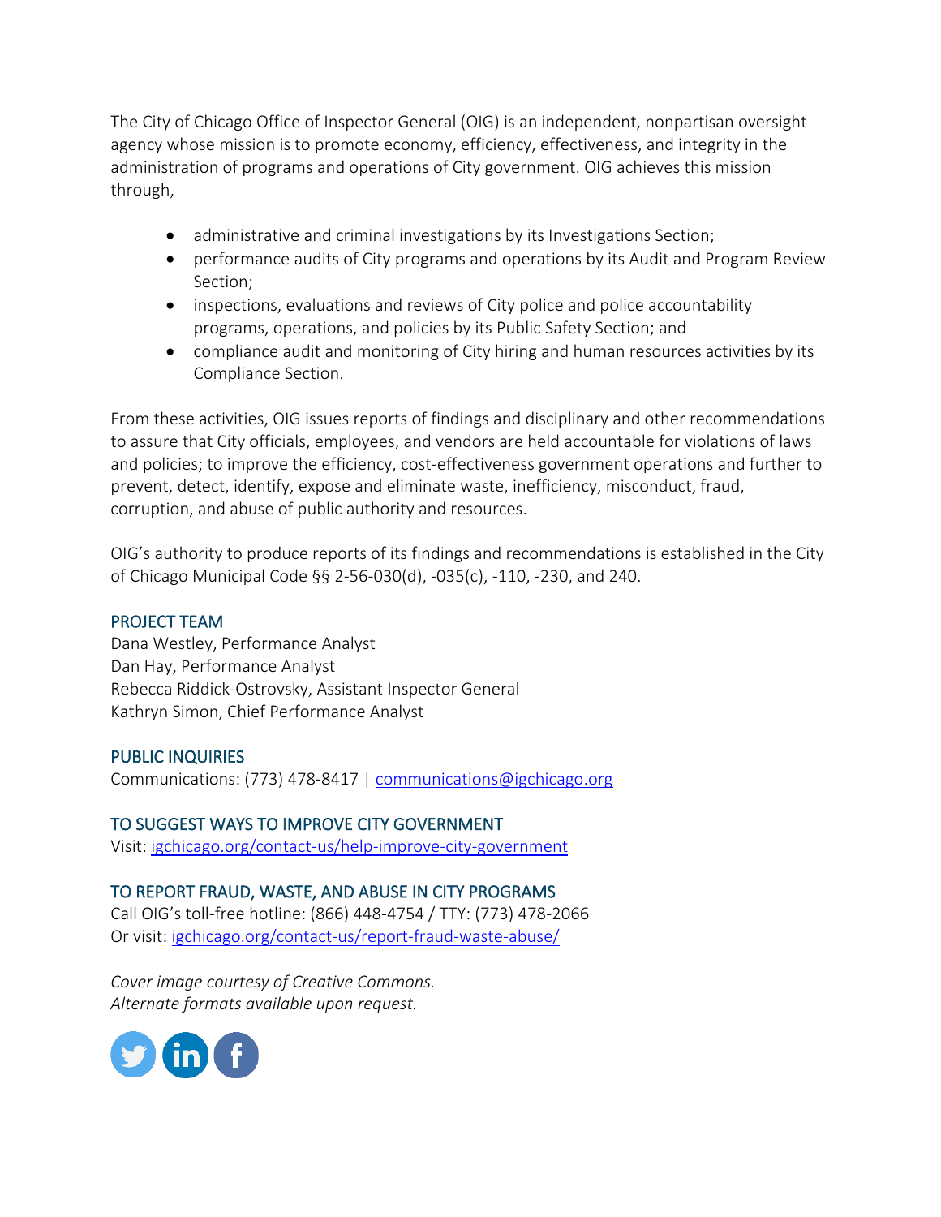The City of Chicago Office of Inspector General (OIG) is an independent, nonpartisan oversight agency whose mission is to promote economy, efficiency, effectiveness, and integrity in the administration of programs and operations of City government. OIG achieves this mission through,

- administrative and criminal investigations by its Investigations Section;
- performance audits of City programs and operations by its Audit and Program Review Section;
- inspections, evaluations and reviews of City police and police accountability programs, operations, and policies by its Public Safety Section; and
- compliance audit and monitoring of City hiring and human resources activities by its Compliance Section.

From these activities, OIG issues reports of findings and disciplinary and other recommendations to assure that City officials, employees, and vendors are held accountable for violations of laws and policies; to improve the efficiency, cost-effectiveness government operations and further to prevent, detect, identify, expose and eliminate waste, inefficiency, misconduct, fraud, corruption, and abuse of public authority and resources.

OIG's authority to produce reports of its findings and recommendations is established in the City of Chicago Municipal Code §§ 2-56-030(d), -035(c), -110, -230, and 240.

## PROJECT TEAM

Dana Westley, Performance Analyst
Dan Hay, Performance Analyst
Rebecca Riddick-Ostrovsky, Assistant Inspector General
Kathryn Simon, Chief Performance Analyst

## PUBLIC INQUIRIES

Communications: (773) 478-8417 | communications@igchicago.org

## TO SUGGEST WAYS TO IMPROVE CITY GOVERNMENT

Visit: igchicago.org/contact-us/help-improve-city-government

## TO REPORT FRAUD, WASTE, AND ABUSE IN CITY PROGRAMS

Call OIG's toll-free hotline: (866) 448-4754 / TTY: (773) 478-2066
Or visit: igchicago.org/contact-us/report-fraud-waste-abuse/

*Cover image courtesy of Creative Commons.*
*Alternate formats available upon request.*